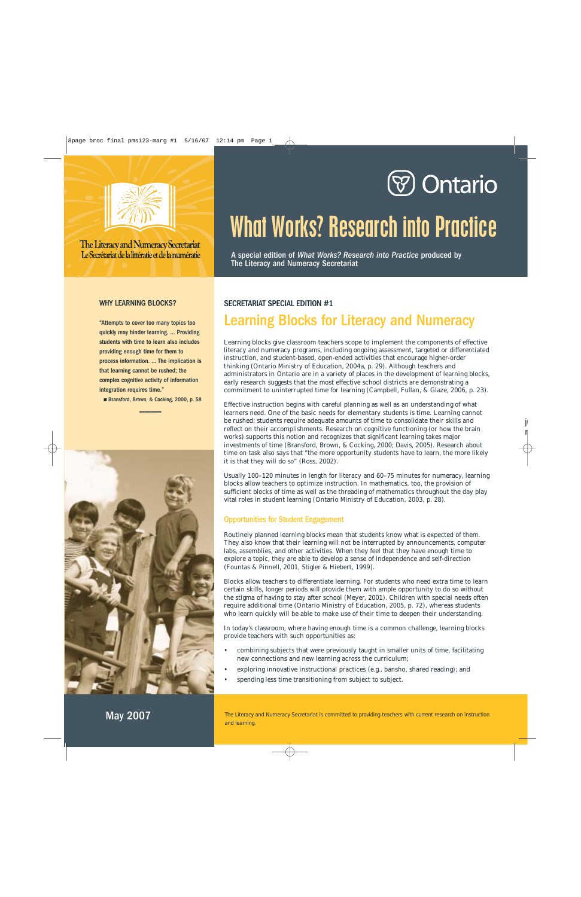The Literacy and Numeracy Secretariat
Le Secrétariat de la littératie et de la numératie

Ontario

# What Works? Research into Practice

A special edition of *What Works? Research into Practice* produced by The Literacy and Numeracy Secretariat

**WHY LEARNING BLOCKS?**

**"Attempts to cover too many topics too quickly may hinder learning. ... Providing students with time to learn also includes providing enough time for them to process information. ... The implication is that learning cannot be rushed; the complex cognitive activity of information integration requires time."**

■ Bransford, Brown, & Cocking, 2000, p. 58

SECRETARIAT SPECIAL EDITION #1

## Learning Blocks for Literacy and Numeracy

Learning blocks give classroom teachers scope to implement the components of effective literacy and numeracy programs, including ongoing assessment, targeted or differentiated instruction, and student-based, open-ended activities that encourage higher-order thinking (Ontario Ministry of Education, 2004a, p. 29). Although teachers and administrators in Ontario are in a variety of places in the development of learning blocks, early research suggests that the most effective school districts are demonstrating a commitment to uninterrupted time for learning (Campbell, Fullan, & Glaze, 2006, p. 23).

Effective instruction begins with careful planning as well as an understanding of what learners need. One of the basic needs for elementary students is time. Learning cannot be rushed; students require adequate amounts of time to consolidate their skills and reflect on their accomplishments. Research on cognitive functioning (or how the brain works) supports this notion and recognizes that significant learning takes major investments of time (Bransford, Brown, & Cocking, 2000; Davis, 2005). Research about time on task also says that "the more opportunity students have to learn, the more likely it is that they will do so" (Ross, 2002).

Usually 100–120 minutes in length for literacy and 60–75 minutes for numeracy, learning blocks allow teachers to optimize instruction. In mathematics, too, the provision of sufficient blocks of time as well as the threading of mathematics throughout the day play vital roles in student learning (Ontario Ministry of Education, 2003, p. 28).

### Opportunities for Student Engagement

Routinely planned learning blocks mean that students know what is expected of them. They also know that their learning will not be interrupted by announcements, computer labs, assemblies, and other activities. When they feel that they have enough time to explore a topic, they are able to develop a sense of independence and self-direction (Fountas & Pinnell, 2001, Stigler & Hiebert, 1999).

Blocks allow teachers to differentiate learning. For students who need extra time to learn certain skills, longer periods will provide them with ample opportunity to do so without the stigma of having to stay after school (Meyer, 2001). Children with special needs often require additional time (Ontario Ministry of Education, 2005, p. 72), whereas students who learn quickly will be able to make use of their time to deepen their understanding.

In today's classroom, where having enough time is a common challenge, learning blocks provide teachers with such opportunities as:

- combining subjects that were previously taught in smaller units of time, facilitating new connections and new learning across the curriculum;
- exploring innovative instructional practices (e.g., bansho, shared reading); and
- spending less time transitioning from subject to subject.

May 2007

The Literacy and Numeracy Secretariat is committed to providing teachers with current research on instruction and learning.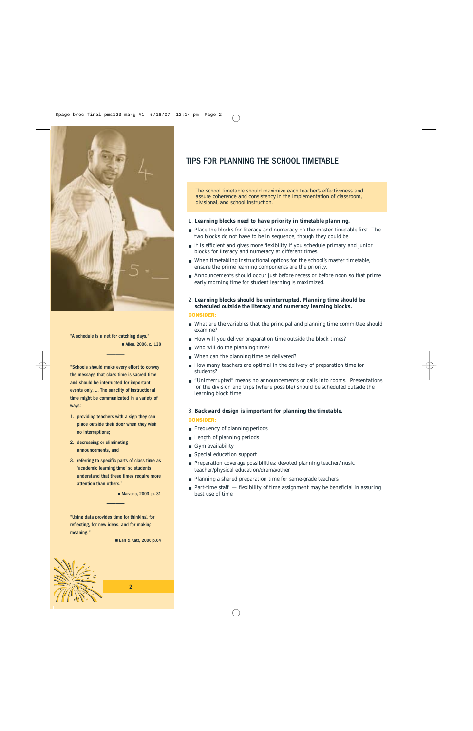"A schedule is a net for catching days."

■ Allen, 2006, p. 138

"Schools should make every effort to convey the message that class time is sacred time and should be interrupted for important events only. ... The sanctity of instructional time might be communicated in a variety of ways:

1. providing teachers with a sign they can place outside their door when they wish no interruptions;
2. decreasing or eliminating announcements, and
3. referring to specific parts of class time as 'academic learning time' so students understand that these times require more attention than others."

■ Marzano, 2003, p. 31

"Using data provides time for thinking, for reflecting, for new ideas, and for making meaning."

■ Earl & Katz, 2006 p.64

# TIPS FOR PLANNING THE SCHOOL TIMETABLE

The school timetable should maximize each teacher's effectiveness and assure coherence and consistency in the implementation of classroom, divisional, and school instruction.

1. **Learning blocks need to have priority in timetable planning.**

- Place the blocks for literacy and numeracy on the master timetable first. The two blocks do not have to be in sequence, though they could be.
- It is efficient and gives more flexibility if you schedule primary and junior blocks for literacy and numeracy at different times.
- When timetabling instructional options for the school's master timetable, ensure the prime learning components are the priority.
- Announcements should occur just before recess or before noon so that prime early morning time for student learning is maximized.

2. **Learning blocks should be uninterrupted. Planning time should be scheduled outside the literacy and numeracy learning blocks.**

**CONSIDER:**

- What are the variables that the principal and planning time committee should examine?
- How will you deliver preparation time outside the block times?
- Who will do the planning time?
- When can the planning time be delivered?
- How many teachers are optimal in the delivery of preparation time for students?
- "Uninterrupted" means no announcements or calls into rooms. Presentations for the division and trips (where possible) should be scheduled outside the learning block time

3. **Backward design is important for planning the timetable.**

**CONSIDER:**

- Frequency of planning periods
- Length of planning periods
- Gym availability
- Special education support
- Preparation coverage possibilities: devoted planning teacher/music teacher/physical education/drama/other
- Planning a shared preparation time for same-grade teachers
- Part-time staff — flexibility of time assignment may be beneficial in assuring best use of time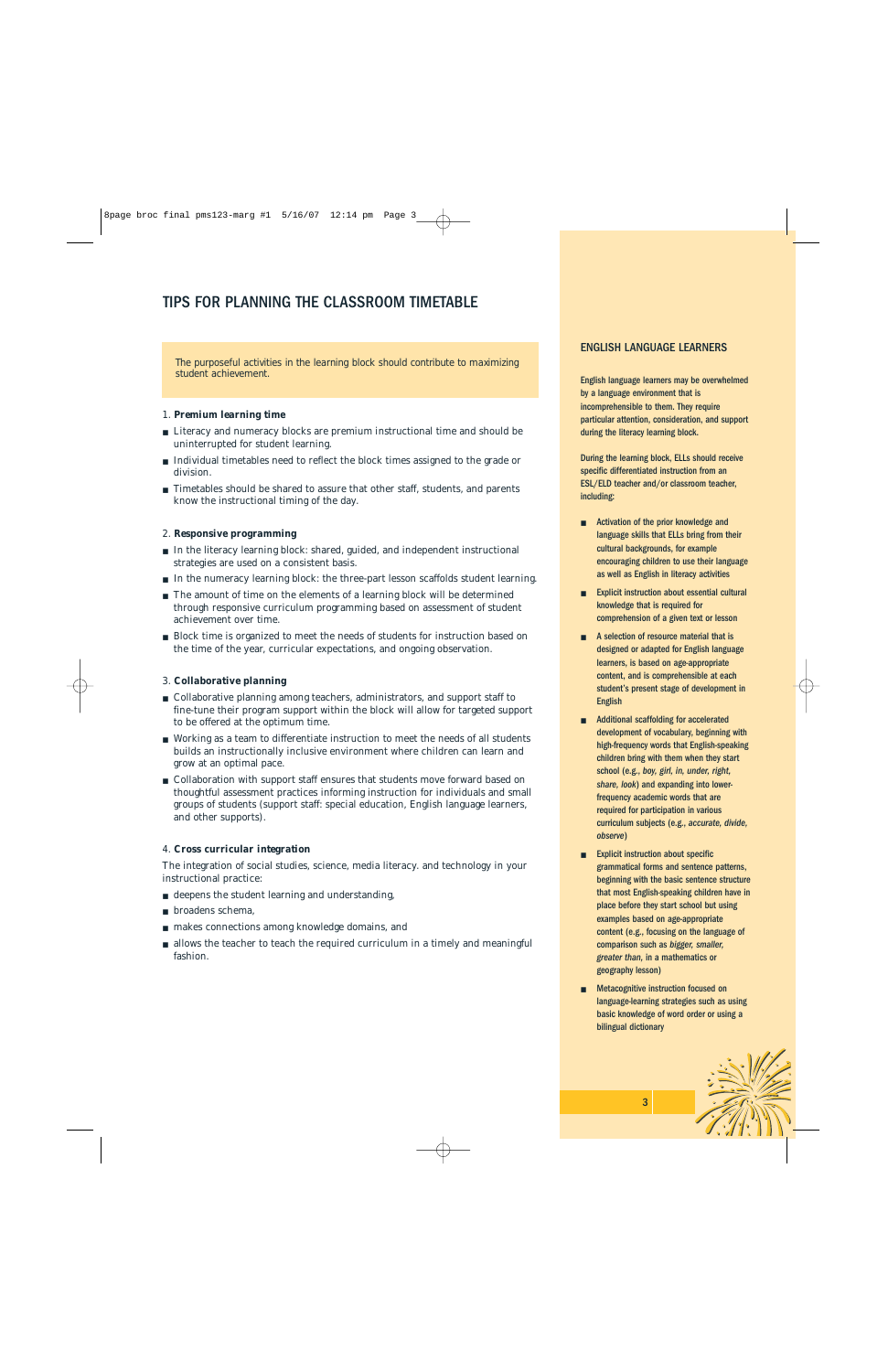# TIPS FOR PLANNING THE CLASSROOM TIMETABLE

The purposeful activities in the learning block should contribute to maximizing student achievement.

1. **Premium learning time**

- Literacy and numeracy blocks are premium instructional time and should be uninterrupted for student learning.
- Individual timetables need to reflect the block times assigned to the grade or division.
- Timetables should be shared to assure that other staff, students, and parents know the instructional timing of the day.

2. **Responsive programming**

- In the literacy learning block: shared, guided, and independent instructional strategies are used on a consistent basis.
- In the numeracy learning block: the three-part lesson scaffolds student learning.
- The amount of time on the elements of a learning block will be determined through responsive curriculum programming based on assessment of student achievement over time.
- Block time is organized to meet the needs of students for instruction based on the time of the year, curricular expectations, and ongoing observation.

3. **Collaborative planning**

- Collaborative planning among teachers, administrators, and support staff to fine-tune their program support within the block will allow for targeted support to be offered at the optimum time.
- Working as a team to differentiate instruction to meet the needs of all students builds an instructionally inclusive environment where children can learn and grow at an optimal pace.
- Collaboration with support staff ensures that students move forward based on thoughtful assessment practices informing instruction for individuals and small groups of students (support staff: special education, English language learners, and other supports).

4. **Cross curricular integration**

The integration of social studies, science, media literacy. and technology in your instructional practice:

- deepens the student learning and understanding,
- broadens schema,
- makes connections among knowledge domains, and
- allows the teacher to teach the required curriculum in a timely and meaningful fashion.

## ENGLISH LANGUAGE LEARNERS

English language learners may be overwhelmed by a language environment that is incomprehensible to them. They require particular attention, consideration, and support during the literacy learning block.

During the learning block, ELLs should receive specific differentiated instruction from an ESL/ELD teacher and/or classroom teacher, including:

- Activation of the prior knowledge and language skills that ELLs bring from their cultural backgrounds, for example encouraging children to use their language as well as English in literacy activities
- Explicit instruction about essential cultural knowledge that is required for comprehension of a given text or lesson
- A selection of resource material that is designed or adapted for English language learners, is based on age-appropriate content, and is comprehensible at each student's present stage of development in English
- Additional scaffolding for accelerated development of vocabulary, beginning with high-frequency words that English-speaking children bring with them when they start school (e.g., *boy, girl, in, under, right, share, look*) and expanding into lower-frequency academic words that are required for participation in various curriculum subjects (e.g., *accurate, divide, observe*)
- Explicit instruction about specific grammatical forms and sentence patterns, beginning with the basic sentence structure that most English-speaking children have in place before they start school but using examples based on age-appropriate content (e.g., focusing on the language of comparison such as *bigger, smaller, greater than*, in a mathematics or geography lesson)
- Metacognitive instruction focused on language-learning strategies such as using basic knowledge of word order or using a bilingual dictionary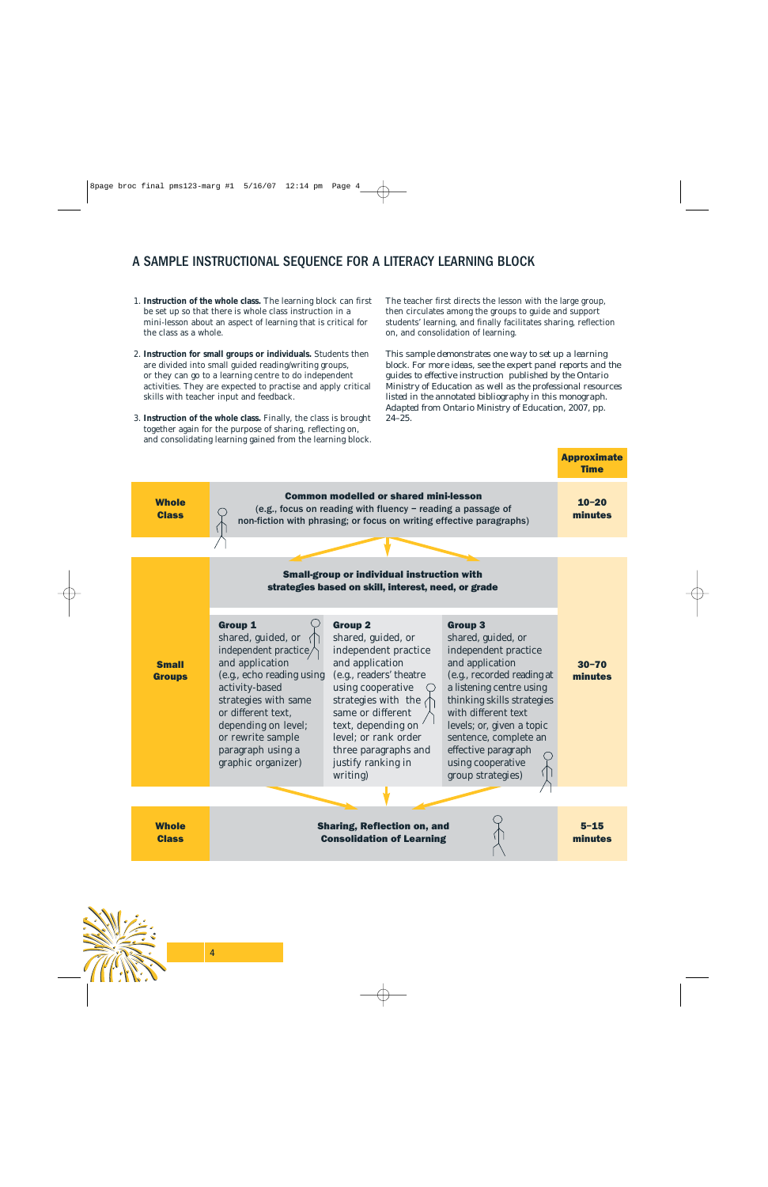## A SAMPLE INSTRUCTIONAL SEQUENCE FOR A LITERACY LEARNING BLOCK

1. **Instruction of the whole class.** The learning block can first be set up so that there is whole class instruction in a mini-lesson about an aspect of learning that is critical for the class as a whole.

2. **Instruction for small groups or individuals.** Students then are divided into small guided reading/writing groups, or they can go to a learning centre to do independent activities. They are expected to practise and apply critical skills with teacher input and feedback.

3. **Instruction of the whole class.** Finally, the class is brought together again for the purpose of sharing, reflecting on, and consolidating learning gained from the learning block.

The teacher first directs the lesson with the large group, then circulates among the groups to guide and support students' learning, and finally facilitates sharing, reflection on, and consolidation of learning.

This sample demonstrates one way to set up a learning block. For more ideas, see the expert panel reports and the guides to effective instruction published by the Ontario Ministry of Education as well as the professional resources listed in the annotated bibliography in this monograph. Adapted from Ontario Ministry of Education, 2007, pp. 24–25.

| | | | | Approximate Time |
|---|---|---|---|---|
| **Whole Class** | **Common modelled or shared mini-lesson** (e.g., focus on reading with fluency – reading a passage of non-fiction with phrasing; or focus on writing effective paragraphs) | | | **10–20 minutes** |
| **Small Groups** | **Small-group or individual instruction with strategies based on skill, interest, need, or grade** | | | **30–70 minutes** |
| | **Group 1** shared, guided, or independent practice and application (e.g., echo reading using activity-based strategies with same or different text, depending on level; or rewrite sample paragraph using a graphic organizer) | **Group 2** shared, guided, or independent practice and application (e.g., readers' theatre using cooperative strategies with the same or different text, depending on level; or rank order three paragraphs and justify ranking in writing) | **Group 3** shared, guided, or independent practice and application (e.g., recorded reading at a listening centre using thinking skills strategies with different text levels; or, given a topic sentence, complete an effective paragraph using cooperative group strategies) | |
| **Whole Class** | **Sharing, Reflection on, and Consolidation of Learning** | | | **5–15 minutes** |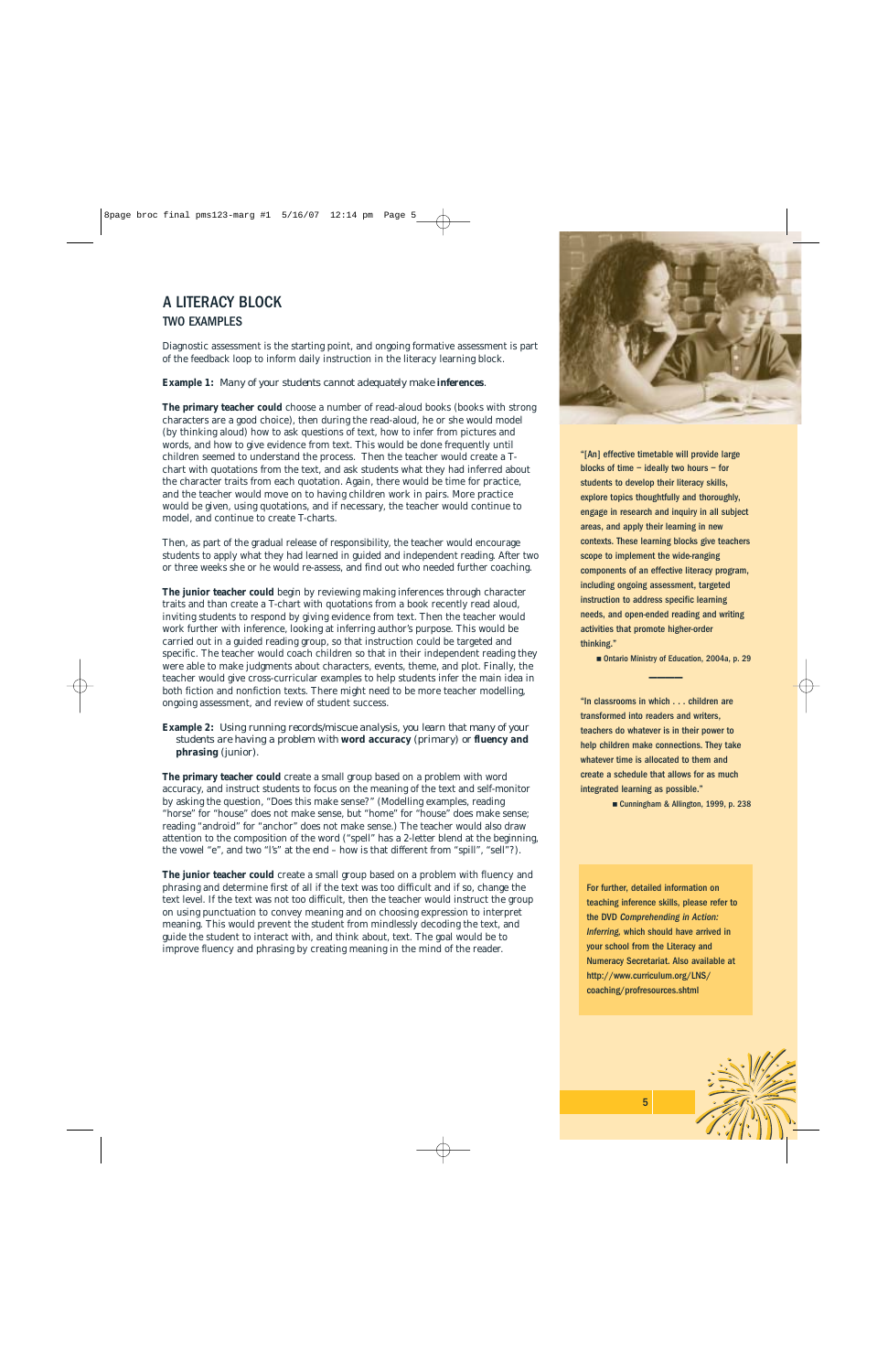## A LITERACY BLOCK

### TWO EXAMPLES

Diagnostic assessment is the starting point, and ongoing formative assessment is part of the feedback loop to inform daily instruction in the literacy learning block.

**Example 1:** Many of your students cannot adequately make **inferences**.

**The primary teacher could** choose a number of read-aloud books (books with strong characters are a good choice), then during the read-aloud, he or she would model (by thinking aloud) how to ask questions of text, how to infer from pictures and words, and how to give evidence from text. This would be done frequently until children seemed to understand the process. Then the teacher would create a T-chart with quotations from the text, and ask students what they had inferred about the character traits from each quotation. Again, there would be time for practice, and the teacher would move on to having children work in pairs. More practice would be given, using quotations, and if necessary, the teacher would continue to model, and continue to create T-charts.

Then, as part of the gradual release of responsibility, the teacher would encourage students to apply what they had learned in guided and independent reading. After two or three weeks she or he would re-assess, and find out who needed further coaching.

**The junior teacher could** begin by reviewing making inferences through character traits and than create a T-chart with quotations from a book recently read aloud, inviting students to respond by giving evidence from text. Then the teacher would work further with inference, looking at inferring author's purpose. This would be carried out in a guided reading group, so that instruction could be targeted and specific. The teacher would coach children so that in their independent reading they were able to make judgments about characters, events, theme, and plot. Finally, the teacher would give cross-curricular examples to help students infer the main idea in both fiction and nonfiction texts. There might need to be more teacher modelling, ongoing assessment, and review of student success.

**Example 2:** Using running records/miscue analysis, you learn that many of your students are having a problem with **word accuracy** (primary) or **fluency and phrasing** (junior).

**The primary teacher could** create a small group based on a problem with word accuracy, and instruct students to focus on the meaning of the text and self-monitor by asking the question, "Does this make sense?" (Modelling examples, reading "horse" for "house" does not make sense, but "home" for "house" does make sense; reading "android" for "anchor" does not make sense.) The teacher would also draw attention to the composition of the word ("spell" has a 2-letter blend at the beginning, the vowel "e", and two "l's" at the end – how is that different from "spill", "sell"?).

**The junior teacher could** create a small group based on a problem with fluency and phrasing and determine first of all if the text was too difficult and if so, change the text level. If the text was not too difficult, then the teacher would instruct the group on using punctuation to convey meaning and on choosing expression to interpret meaning. This would prevent the student from mindlessly decoding the text, and guide the student to interact with, and think about, text. The goal would be to improve fluency and phrasing by creating meaning in the mind of the reader.

"[An] effective timetable will provide large blocks of time – ideally two hours – for students to develop their literacy skills, explore topics thoughtfully and thoroughly, engage in research and inquiry in all subject areas, and apply their learning in new contexts. These learning blocks give teachers scope to implement the wide-ranging components of an effective literacy program, including ongoing assessment, targeted instruction to address specific learning needs, and open-ended reading and writing activities that promote higher-order thinking."

■ Ontario Ministry of Education, 2004a, p. 29

"In classrooms in which . . . children are transformed into readers and writers, teachers do whatever is in their power to help children make connections. They take whatever time is allocated to them and create a schedule that allows for as much integrated learning as possible."

■ Cunningham & Allington, 1999, p. 238

For further, detailed information on teaching inference skills, please refer to the DVD *Comprehending in Action: Inferring*, which should have arrived in your school from the Literacy and Numeracy Secretariat. Also available at http://www.curriculum.org/LNS/coaching/profresources.shtml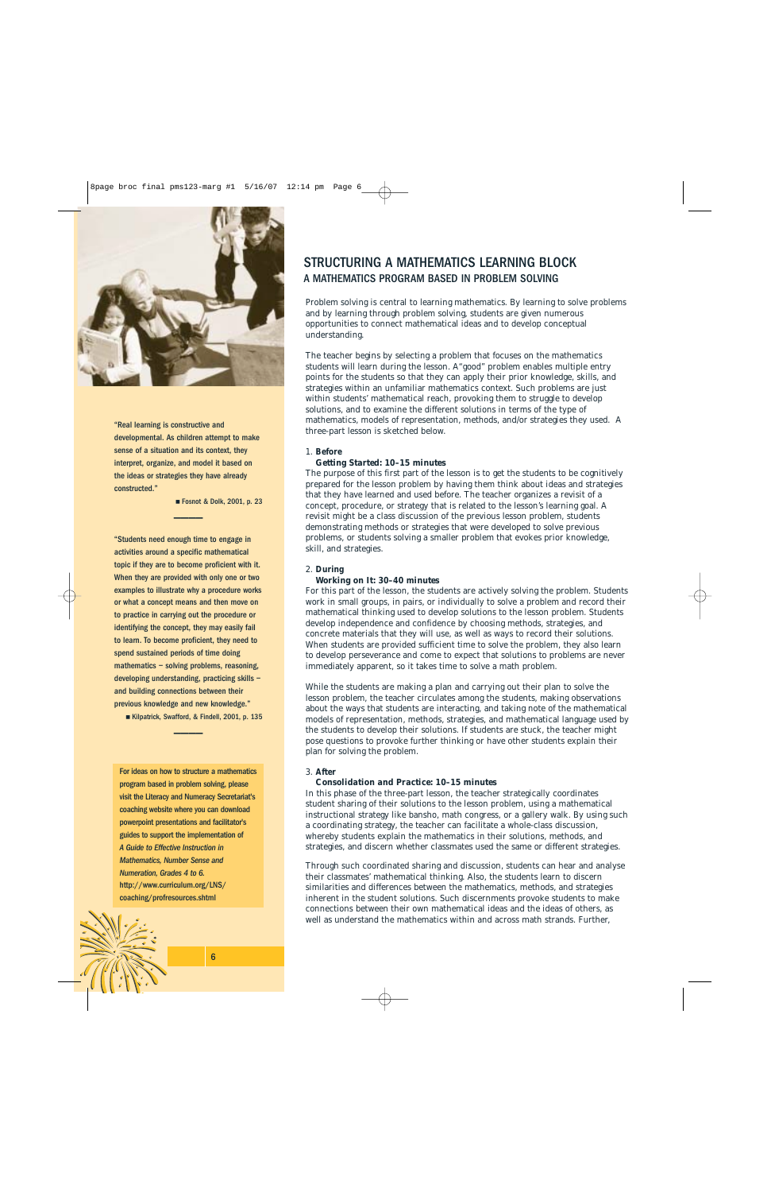## STRUCTURING A MATHEMATICS LEARNING BLOCK

### A MATHEMATICS PROGRAM BASED IN PROBLEM SOLVING

Problem solving is central to learning mathematics. By learning to solve problems and by learning through problem solving, students are given numerous opportunities to connect mathematical ideas and to develop conceptual understanding.

The teacher begins by selecting a problem that focuses on the mathematics students will learn during the lesson. A "good" problem enables multiple entry points for the students so that they can apply their prior knowledge, skills, and strategies within an unfamiliar mathematics context. Such problems are just within students' mathematical reach, provoking them to struggle to develop solutions, and to examine the different solutions in terms of the type of mathematics, models of representation, methods, and/or strategies they used. A three-part lesson is sketched below.

1. **Before**

   **Getting Started: 10–15 minutes**

   The purpose of this first part of the lesson is to get the students to be cognitively prepared for the lesson problem by having them think about ideas and strategies that they have learned and used before. The teacher organizes a revisit of a concept, procedure, or strategy that is related to the lesson's learning goal. A revisit might be a class discussion of the previous lesson problem, students demonstrating methods or strategies that were developed to solve previous problems, or students solving a smaller problem that evokes prior knowledge, skill, and strategies.

2. **During**

   **Working on It: 30–40 minutes**

   For this part of the lesson, the students are actively solving the problem. Students work in small groups, in pairs, or individually to solve a problem and record their mathematical thinking used to develop solutions to the lesson problem. Students develop independence and confidence by choosing methods, strategies, and concrete materials that they will use, as well as ways to record their solutions. When students are provided sufficient time to solve the problem, they also learn to develop perseverance and come to expect that solutions to problems are never immediately apparent, so it takes time to solve a math problem.

   While the students are making a plan and carrying out their plan to solve the lesson problem, the teacher circulates among the students, making observations about the ways that students are interacting, and taking note of the mathematical models of representation, methods, strategies, and mathematical language used by the students to develop their solutions. If students are stuck, the teacher might pose questions to provoke further thinking or have other students explain their plan for solving the problem.

3. **After**

   **Consolidation and Practice: 10–15 minutes**

   In this phase of the three-part lesson, the teacher strategically coordinates student sharing of their solutions to the lesson problem, using a mathematical instructional strategy like bansho, math congress, or a gallery walk. By using such a coordinating strategy, the teacher can facilitate a whole-class discussion, whereby students explain the mathematics in their solutions, methods, and strategies, and discern whether classmates used the same or different strategies.

   Through such coordinated sharing and discussion, students can hear and analyse their classmates' mathematical thinking. Also, the students learn to discern similarities and differences between the mathematics, methods, and strategies inherent in the student solutions. Such discernments provoke students to make connections between their own mathematical ideas and the ideas of others, as well as understand the mathematics within and across math strands. Further,

---

"Real learning is constructive and developmental. As children attempt to make sense of a situation and its context, they interpret, organize, and model it based on the ideas or strategies they have already constructed."

■ Fosnot & Dolk, 2001, p. 23

"Students need enough time to engage in activities around a specific mathematical topic if they are to become proficient with it. When they are provided with only one or two examples to illustrate why a procedure works or what a concept means and then move on to practice in carrying out the procedure or identifying the concept, they may easily fail to learn. To become proficient, they need to spend sustained periods of time doing mathematics – solving problems, reasoning, developing understanding, practicing skills – and building connections between their previous knowledge and new knowledge."

■ Kilpatrick, Swafford, & Findell, 2001, p. 135

For ideas on how to structure a mathematics program based in problem solving, please visit the Literacy and Numeracy Secretariat's coaching website where you can download powerpoint presentations and facilitator's guides to support the implementation of *A Guide to Effective Instruction in Mathematics, Number Sense and Numeration, Grades 4 to 6.* http://www.curriculum.org/LNS/coaching/profresources.shtml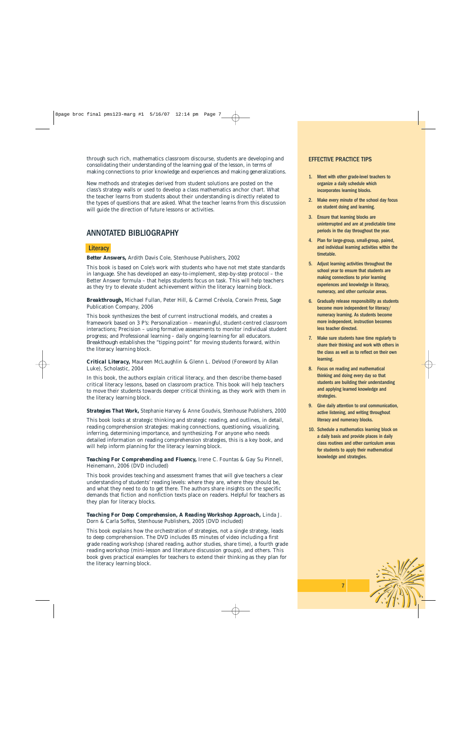through such rich, mathematics classroom discourse, students are developing and consolidating their understanding of the learning goal of the lesson, in terms of making connections to prior knowledge and experiences and making generalizations.

New methods and strategies derived from student solutions are posted on the class's strategy walls or used to develop a class mathematics anchor chart. What the teacher learns from students about their understanding is directly related to the types of questions that are asked. What the teacher learns from this discussion will guide the direction of future lessons or activities.

## ANNOTATED BIBLIOGRAPHY

### Literacy

**Better Answers,** Ardith Davis Cole, Stenhouse Publishers, 2002

This book is based on Cole's work with students who have not met state standards in language. She has developed an easy-to-implement, step-by-step protocol – the Better Answer formula – that helps students focus on task. This will help teachers as they try to elevate student achievement within the literacy learning block.

**Breakthrough,** Michael Fullan, Peter Hill, & Carmel Crévola, Corwin Press, Sage Publication Company, 2006

This book synthesizes the best of current instructional models, and creates a framework based on 3 P's: Personalization – meaningful, student-centred classroom interactions; Precision – using formative assessments to monitor individual student progress; and Professional learning – daily ongoing learning for all educators. Breakthough establishes the "tipping point" for moving students forward, within the literacy learning block.

**Critical Literacy,** Maureen McLaughlin & Glenn L. DeVood (Foreword by Allan Luke), Scholastic, 2004

In this book, the authors explain critical literacy, and then describe theme-based critical literacy lessons, based on classroom practice. This book will help teachers to move their students towards deeper critical thinking, as they work with them in the literacy learning block.

**Strategies That Work,** Stephanie Harvey & Anne Goudvis, Stenhouse Publishers, 2000

This book looks at strategic thinking and strategic reading, and outlines, in detail, reading comprehension strategies: making connections, questioning, visualizing, inferring, determining importance, and synthesizing. For anyone who needs detailed information on reading comprehension strategies, this is a key book, and will help inform planning for the literacy learning block.

**Teaching For Comprehending and Fluency,** Irene C. Fountas & Gay Su Pinnell, Heinemann, 2006 (DVD included)

This book provides teaching and assessment frames that will give teachers a clear understanding of students' reading levels: where they are, where they should be, and what they need to do to get there. The authors share insights on the specific demands that fiction and nonfiction texts place on readers. Helpful for teachers as they plan for literacy blocks.

**Teaching For Deep Comprehension, A Reading Workshop Approach,** Linda J. Dorn & Carla Soffos, Stenhouse Publishers, 2005 (DVD included)

This book explains how the orchestration of strategies, not a single strategy, leads to deep comprehension. The DVD includes 85 minutes of video including a first grade reading workshop (shared reading, author studies, share time), a fourth grade reading workshop (mini-lesson and literature discussion groups), and others. This book gives practical examples for teachers to extend their thinking as they plan for the literacy learning block.

### EFFECTIVE PRACTICE TIPS

1. Meet with other grade-level teachers to organize a daily schedule which incorporates learning blocks.
2. Make every minute of the school day focus on student doing and learning.
3. Ensure that learning blocks are uninterrupted and are at predictable time periods in the day throughout the year.
4. Plan for large-group, small-group, paired, and individual learning activities within the timetable.
5. Adjust learning activities throughout the school year to ensure that students are making connections to prior learning experiences and knowledge in literacy, numeracy, and other curricular areas.
6. Gradually release responsibility as students become more independent for literacy/ numeracy learning. As students become more independent, instruction becomes less teacher directed.
7. Make sure students have time regularly to share their thinking and work with others in the class as well as to reflect on their own learning.
8. Focus on reading and mathematical thinking and doing every day so that students are building their understanding and applying learned knowledge and strategies.
9. Give daily attention to oral communication, active listening, and writing throughout literacy and numeracy blocks.
10. Schedule a mathematics learning block on a daily basis and provide places in daily class routines and other curriculum areas for students to apply their mathematical knowledge and strategies.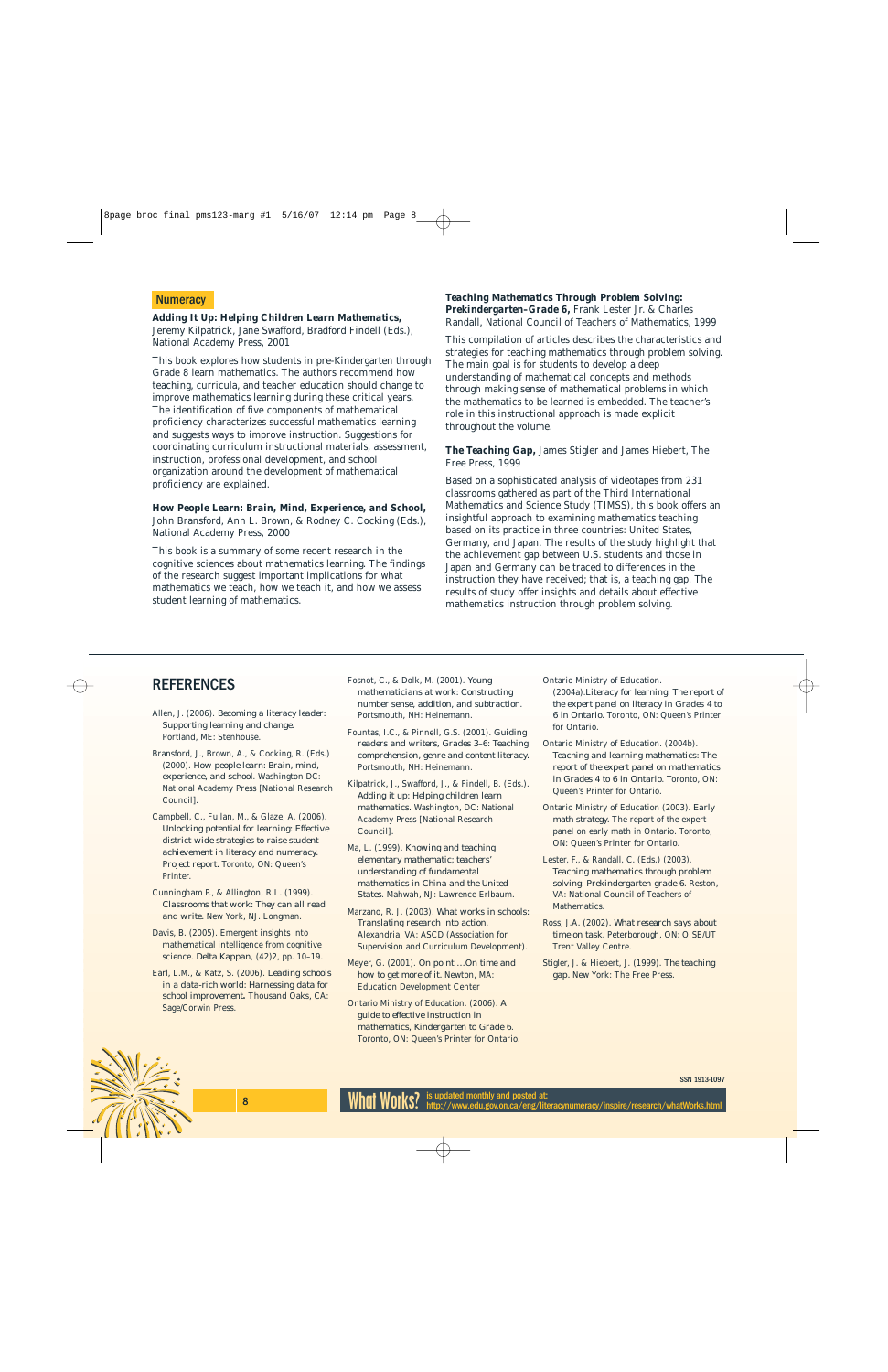## Numeracy

**Adding It Up: Helping Children Learn Mathematics,** Jeremy Kilpatrick, Jane Swafford, Bradford Findell (Eds.), National Academy Press, 2001

This book explores how students in pre-Kindergarten through Grade 8 learn mathematics. The authors recommend how teaching, curricula, and teacher education should change to improve mathematics learning during these critical years. The identification of five components of mathematical proficiency characterizes successful mathematics learning and suggests ways to improve instruction. Suggestions for coordinating curriculum instructional materials, assessment, instruction, professional development, and school organization around the development of mathematical proficiency are explained.

**How People Learn: Brain, Mind, Experience, and School,** John Bransford, Ann L. Brown, & Rodney C. Cocking (Eds.), National Academy Press, 2000

This book is a summary of some recent research in the cognitive sciences about mathematics learning. The findings of the research suggest important implications for what mathematics we teach, how we teach it, and how we assess student learning of mathematics.

**Teaching Mathematics Through Problem Solving: Prekindergarten–Grade 6,** Frank Lester Jr. & Charles Randall, National Council of Teachers of Mathematics, 1999

This compilation of articles describes the characteristics and strategies for teaching mathematics through problem solving. The main goal is for students to develop a deep understanding of mathematical concepts and methods through making sense of mathematical problems in which the mathematics to be learned is embedded. The teacher's role in this instructional approach is made explicit throughout the volume.

**The Teaching Gap,** James Stigler and James Hiebert, The Free Press, 1999

Based on a sophisticated analysis of videotapes from 231 classrooms gathered as part of the Third International Mathematics and Science Study (TIMSS), this book offers an insightful approach to examining mathematics teaching based on its practice in three countries: United States, Germany, and Japan. The results of the study highlight that the achievement gap between U.S. students and those in Japan and Germany can be traced to differences in the instruction they have received; that is, a teaching gap. The results of study offer insights and details about effective mathematics instruction through problem solving.

## REFERENCES

Allen, J. (2006). Becoming a literacy leader: Supporting learning and change. Portland, ME: Stenhouse.

Bransford, J., Brown, A., & Cocking, R. (Eds.) (2000). How people learn: Brain, mind, experience, and school. Washington DC: National Academy Press [National Research Council].

Campbell, C., Fullan, M., & Glaze, A. (2006). Unlocking potential for learning: Effective district-wide strategies to raise student achievement in literacy and numeracy. Project report. Toronto, ON: Queen's Printer.

Cunningham P., & Allington, R.L. (1999). Classrooms that work: They can all read and write. New York, NJ. Longman.

Davis, B. (2005). Emergent insights into mathematical intelligence from cognitive science. Delta Kappan, (42)2, pp. 10–19.

Earl, L.M., & Katz, S. (2006). Leading schools in a data-rich world: Harnessing data for school improvement. Thousand Oaks, CA: Sage/Corwin Press.

Fosnot, C., & Dolk, M. (2001). Young mathematicians at work: Constructing number sense, addition, and subtraction. Portsmouth, NH: Heinemann.

Fountas, I.C., & Pinnell, G.S. (2001). Guiding readers and writers, Grades 3–6: Teaching comprehension, genre and content literacy. Portsmouth, NH: Heinemann.

Kilpatrick, J., Swafford, J., & Findell, B. (Eds.). Adding it up: Helping children learn mathematics. Washington, DC: National Academy Press [National Research Council].

Ma, L. (1999). Knowing and teaching elementary mathematic; teachers' understanding of fundamental mathematics in China and the United States. Mahwah, NJ: Lawrence Erlbaum.

Marzano, R. J. (2003). What works in schools: Translating research into action. Alexandria, VA: ASCD (Association for Supervision and Curriculum Development).

Meyer, G. (2001). On point …On time and how to get more of it. Newton, MA: Education Development Center

Ontario Ministry of Education. (2006). A guide to effective instruction in mathematics, Kindergarten to Grade 6. Toronto, ON: Queen's Printer for Ontario.

Ontario Ministry of Education. (2004a).Literacy for learning: The report of the expert panel on literacy in Grades 4 to 6 in Ontario. Toronto, ON: Queen's Printer for Ontario.

Ontario Ministry of Education. (2004b). Teaching and learning mathematics: The report of the expert panel on mathematics in Grades 4 to 6 in Ontario. Toronto, ON: Queen's Printer for Ontario.

Ontario Ministry of Education (2003). Early math strategy. The report of the expert panel on early math in Ontario. Toronto, ON: Queen's Printer for Ontario.

Lester, F., & Randall, C. (Eds.) (2003). Teaching mathematics through problem solving: Prekindergarten-grade 6. Reston, VA: National Council of Teachers of Mathematics.

Ross, J.A. (2002). What research says about time on task. Peterborough, ON: OISE/UT Trent Valley Centre.

Stigler, J. & Hiebert, J. (1999). The teaching gap. New York: The Free Press.

ISSN 1913-1097

**What Works?** is updated monthly and posted at: http://www.edu.gov.on.ca/eng/literacynumeracy/inspire/research/whatWorks.html